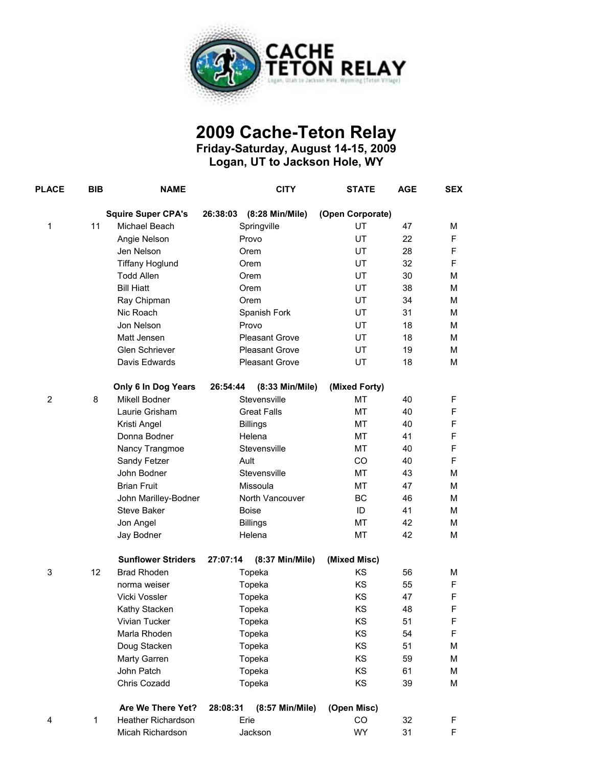# 2009 Cache-Teton Relay

**Friday-Saturday, August 14-15, 2009**

**Logan, UT to Jackson Hole, WY**

| PLACE | BIB | NAME | CITY | STATE | AGE | SEX |
|---|---|---|---|---|---|---|
| | | **Squire Super CPA's 26:38:03 (8:28 Min/Mile) (Open Corporate)** | | | | |
| 1 | 11 | Michael Beach | Springville | UT | 47 | M |
| | | Angie Nelson | Provo | UT | 22 | F |
| | | Jen Nelson | Orem | UT | 28 | F |
| | | Tiffany Hoglund | Orem | UT | 32 | F |
| | | Todd Allen | Orem | UT | 30 | M |
| | | Bill Hiatt | Orem | UT | 38 | M |
| | | Ray Chipman | Orem | UT | 34 | M |
| | | Nic Roach | Spanish Fork | UT | 31 | M |
| | | Jon Nelson | Provo | UT | 18 | M |
| | | Matt Jensen | Pleasant Grove | UT | 18 | M |
| | | Glen Schriever | Pleasant Grove | UT | 19 | M |
| | | Davis Edwards | Pleasant Grove | UT | 18 | M |
| | | **Only 6 In Dog Years 26:54:44 (8:33 Min/Mile) (Mixed Forty)** | | | | |
| 2 | 8 | Mikell Bodner | Stevensville | MT | 40 | F |
| | | Laurie Grisham | Great Falls | MT | 40 | F |
| | | Kristi Angel | Billings | MT | 40 | F |
| | | Donna Bodner | Helena | MT | 41 | F |
| | | Nancy Trangmoe | Stevensville | MT | 40 | F |
| | | Sandy Fetzer | Ault | CO | 40 | F |
| | | John Bodner | Stevensville | MT | 43 | M |
| | | Brian Fruit | Missoula | MT | 47 | M |
| | | John Marilley-Bodner | North Vancouver | BC | 46 | M |
| | | Steve Baker | Boise | ID | 41 | M |
| | | Jon Angel | Billings | MT | 42 | M |
| | | Jay Bodner | Helena | MT | 42 | M |
| | | **Sunflower Striders 27:07:14 (8:37 Min/Mile) (Mixed Misc)** | | | | |
| 3 | 12 | Brad Rhoden | Topeka | KS | 56 | M |
| | | norma weiser | Topeka | KS | 55 | F |
| | | Vicki Vossler | Topeka | KS | 47 | F |
| | | Kathy Stacken | Topeka | KS | 48 | F |
| | | Vivian Tucker | Topeka | KS | 51 | F |
| | | Marla Rhoden | Topeka | KS | 54 | F |
| | | Doug Stacken | Topeka | KS | 51 | M |
| | | Marty Garren | Topeka | KS | 59 | M |
| | | John Patch | Topeka | KS | 61 | M |
| | | Chris Cozadd | Topeka | KS | 39 | M |
| | | **Are We There Yet? 28:08:31 (8:57 Min/Mile) (Open Misc)** | | | | |
| 4 | 1 | Heather Richardson | Erie | CO | 32 | F |
| | | Micah Richardson | Jackson | WY | 31 | F |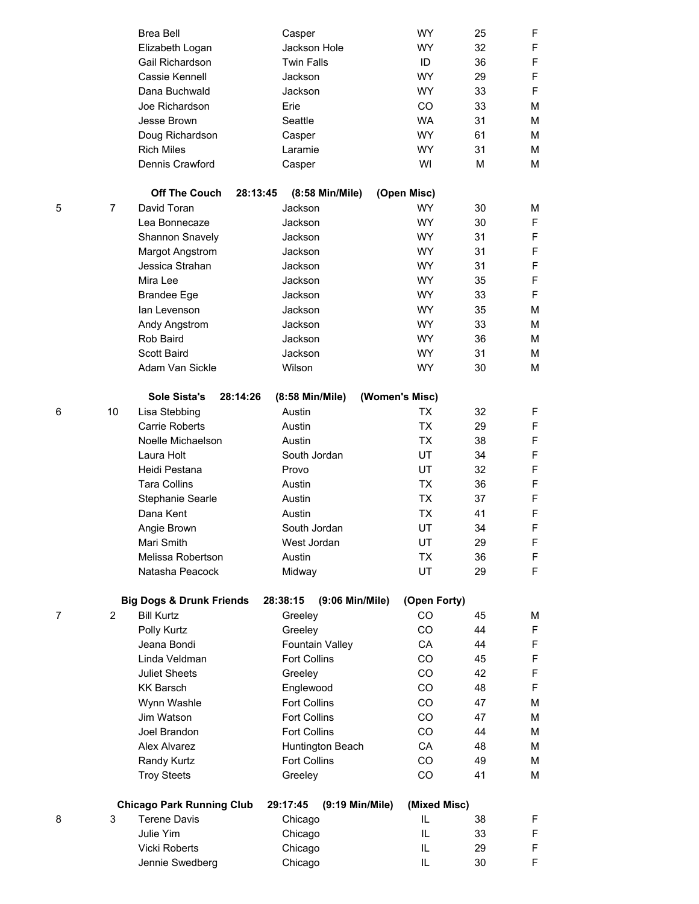| | | | | | | |
|---|---|---|---|---|---|---|
| | | Brea Bell | Casper | WY | 25 | F |
| | | Elizabeth Logan | Jackson Hole | WY | 32 | F |
| | | Gail Richardson | Twin Falls | ID | 36 | F |
| | | Cassie Kennell | Jackson | WY | 29 | F |
| | | Dana Buchwald | Jackson | WY | 33 | F |
| | | Joe Richardson | Erie | CO | 33 | M |
| | | Jesse Brown | Seattle | WA | 31 | M |
| | | Doug Richardson | Casper | WY | 61 | M |
| | | Rich Miles | Laramie | WY | 31 | M |
| | | Dennis Crawford | Casper | WI | M | M |

**Off The Couch 28:13:45 (8:58 Min/Mile) (Open Misc)**

| | | | | | | |
|---|---|---|---|---|---|---|
| 5 | 7 | David Toran | Jackson | WY | 30 | M |
| | | Lea Bonnecaze | Jackson | WY | 30 | F |
| | | Shannon Snavely | Jackson | WY | 31 | F |
| | | Margot Angstrom | Jackson | WY | 31 | F |
| | | Jessica Strahan | Jackson | WY | 31 | F |
| | | Mira Lee | Jackson | WY | 35 | F |
| | | Brandee Ege | Jackson | WY | 33 | F |
| | | Ian Levenson | Jackson | WY | 35 | M |
| | | Andy Angstrom | Jackson | WY | 33 | M |
| | | Rob Baird | Jackson | WY | 36 | M |
| | | Scott Baird | Jackson | WY | 31 | M |
| | | Adam Van Sickle | Wilson | WY | 30 | M |

**Sole Sista's 28:14:26 (8:58 Min/Mile) (Women's Misc)**

| | | | | | | |
|---|---|---|---|---|---|---|
| 6 | 10 | Lisa Stebbing | Austin | TX | 32 | F |
| | | Carrie Roberts | Austin | TX | 29 | F |
| | | Noelle Michaelson | Austin | TX | 38 | F |
| | | Laura Holt | South Jordan | UT | 34 | F |
| | | Heidi Pestana | Provo | UT | 32 | F |
| | | Tara Collins | Austin | TX | 36 | F |
| | | Stephanie Searle | Austin | TX | 37 | F |
| | | Dana Kent | Austin | TX | 41 | F |
| | | Angie Brown | South Jordan | UT | 34 | F |
| | | Mari Smith | West Jordan | UT | 29 | F |
| | | Melissa Robertson | Austin | TX | 36 | F |
| | | Natasha Peacock | Midway | UT | 29 | F |

**Big Dogs & Drunk Friends 28:38:15 (9:06 Min/Mile) (Open Forty)**

| | | | | | | |
|---|---|---|---|---|---|---|
| 7 | 2 | Bill Kurtz | Greeley | CO | 45 | M |
| | | Polly Kurtz | Greeley | CO | 44 | F |
| | | Jeana Bondi | Fountain Valley | CA | 44 | F |
| | | Linda Veldman | Fort Collins | CO | 45 | F |
| | | Juliet Sheets | Greeley | CO | 42 | F |
| | | KK Barsch | Englewood | CO | 48 | F |
| | | Wynn Washle | Fort Collins | CO | 47 | M |
| | | Jim Watson | Fort Collins | CO | 47 | M |
| | | Joel Brandon | Fort Collins | CO | 44 | M |
| | | Alex Alvarez | Huntington Beach | CA | 48 | M |
| | | Randy Kurtz | Fort Collins | CO | 49 | M |
| | | Troy Steets | Greeley | CO | 41 | M |

**Chicago Park Running Club 29:17:45 (9:19 Min/Mile) (Mixed Misc)**

| | | | | | | |
|---|---|---|---|---|---|---|
| 8 | 3 | Terene Davis | Chicago | IL | 38 | F |
| | | Julie Yim | Chicago | IL | 33 | F |
| | | Vicki Roberts | Chicago | IL | 29 | F |
| | | Jennie Swedberg | Chicago | IL | 30 | F |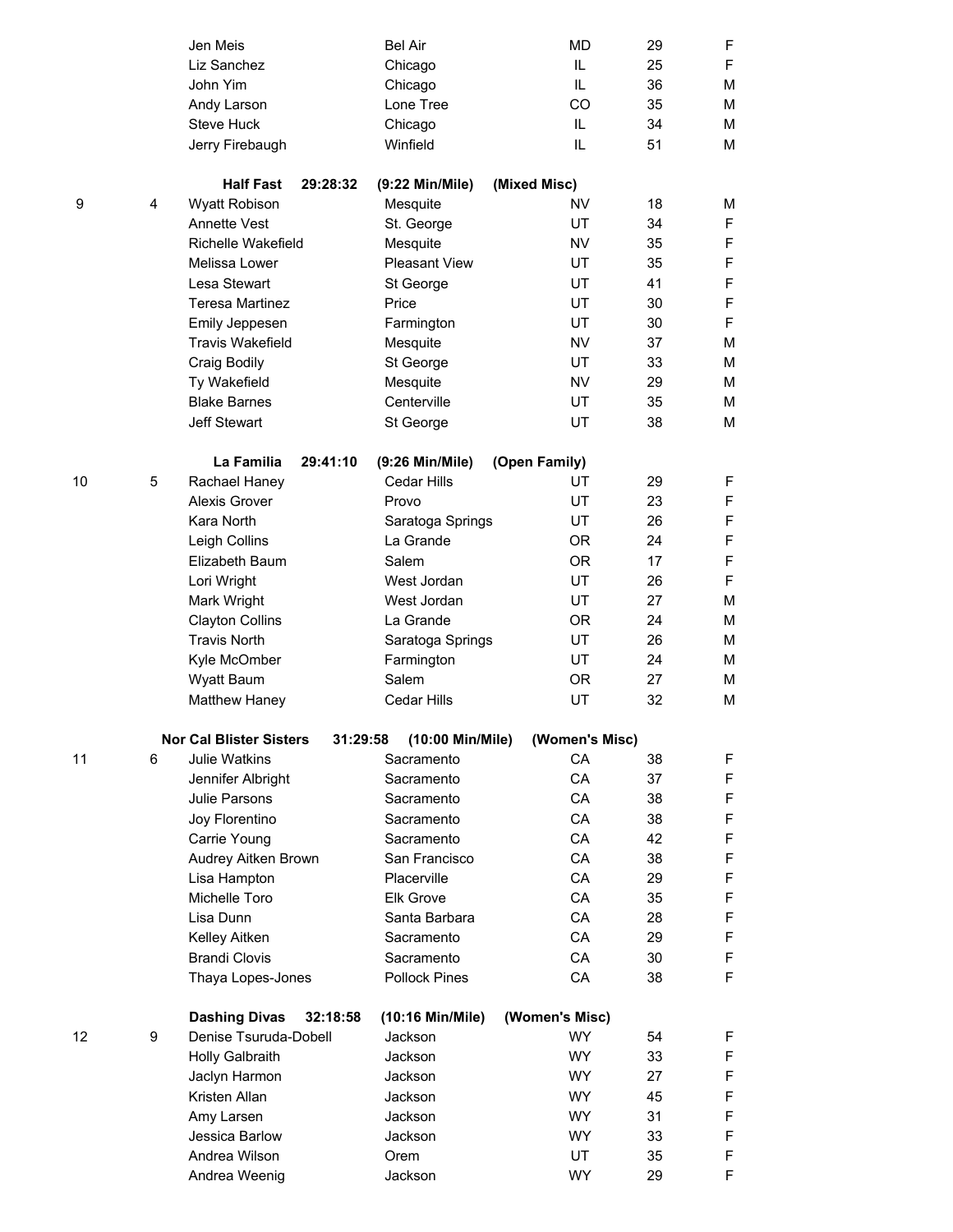| | | | | | | |
|---|---|---|---|---|---|---|
| | | Jen Meis | Bel Air | MD | 29 | F |
| | | Liz Sanchez | Chicago | IL | 25 | F |
| | | John Yim | Chicago | IL | 36 | M |
| | | Andy Larson | Lone Tree | CO | 35 | M |
| | | Steve Huck | Chicago | IL | 34 | M |
| | | Jerry Firebaugh | Winfield | IL | 51 | M |
| | | **Half Fast 29:28:32** | **(9:22 Min/Mile)** | **(Mixed Misc)** | | |
| 9 | 4 | Wyatt Robison | Mesquite | NV | 18 | M |
| | | Annette Vest | St. George | UT | 34 | F |
| | | Richelle Wakefield | Mesquite | NV | 35 | F |
| | | Melissa Lower | Pleasant View | UT | 35 | F |
| | | Lesa Stewart | St George | UT | 41 | F |
| | | Teresa Martinez | Price | UT | 30 | F |
| | | Emily Jeppesen | Farmington | UT | 30 | F |
| | | Travis Wakefield | Mesquite | NV | 37 | M |
| | | Craig Bodily | St George | UT | 33 | M |
| | | Ty Wakefield | Mesquite | NV | 29 | M |
| | | Blake Barnes | Centerville | UT | 35 | M |
| | | Jeff Stewart | St George | UT | 38 | M |
| | | **La Familia 29:41:10** | **(9:26 Min/Mile)** | **(Open Family)** | | |
| 10 | 5 | Rachael Haney | Cedar Hills | UT | 29 | F |
| | | Alexis Grover | Provo | UT | 23 | F |
| | | Kara North | Saratoga Springs | UT | 26 | F |
| | | Leigh Collins | La Grande | OR | 24 | F |
| | | Elizabeth Baum | Salem | OR | 17 | F |
| | | Lori Wright | West Jordan | UT | 26 | F |
| | | Mark Wright | West Jordan | UT | 27 | M |
| | | Clayton Collins | La Grande | OR | 24 | M |
| | | Travis North | Saratoga Springs | UT | 26 | M |
| | | Kyle McOmber | Farmington | UT | 24 | M |
| | | Wyatt Baum | Salem | OR | 27 | M |
| | | Matthew Haney | Cedar Hills | UT | 32 | M |
| | | **Nor Cal Blister Sisters 31:29:58** | **(10:00 Min/Mile)** | **(Women's Misc)** | | |
| 11 | 6 | Julie Watkins | Sacramento | CA | 38 | F |
| | | Jennifer Albright | Sacramento | CA | 37 | F |
| | | Julie Parsons | Sacramento | CA | 38 | F |
| | | Joy Florentino | Sacramento | CA | 38 | F |
| | | Carrie Young | Sacramento | CA | 42 | F |
| | | Audrey Aitken Brown | San Francisco | CA | 38 | F |
| | | Lisa Hampton | Placerville | CA | 29 | F |
| | | Michelle Toro | Elk Grove | CA | 35 | F |
| | | Lisa Dunn | Santa Barbara | CA | 28 | F |
| | | Kelley Aitken | Sacramento | CA | 29 | F |
| | | Brandi Clovis | Sacramento | CA | 30 | F |
| | | Thaya Lopes-Jones | Pollock Pines | CA | 38 | F |
| | | **Dashing Divas 32:18:58** | **(10:16 Min/Mile)** | **(Women's Misc)** | | |
| 12 | 9 | Denise Tsuruda-Dobell | Jackson | WY | 54 | F |
| | | Holly Galbraith | Jackson | WY | 33 | F |
| | | Jaclyn Harmon | Jackson | WY | 27 | F |
| | | Kristen Allan | Jackson | WY | 45 | F |
| | | Amy Larsen | Jackson | WY | 31 | F |
| | | Jessica Barlow | Jackson | WY | 33 | F |
| | | Andrea Wilson | Orem | UT | 35 | F |
| | | Andrea Weenig | Jackson | WY | 29 | F |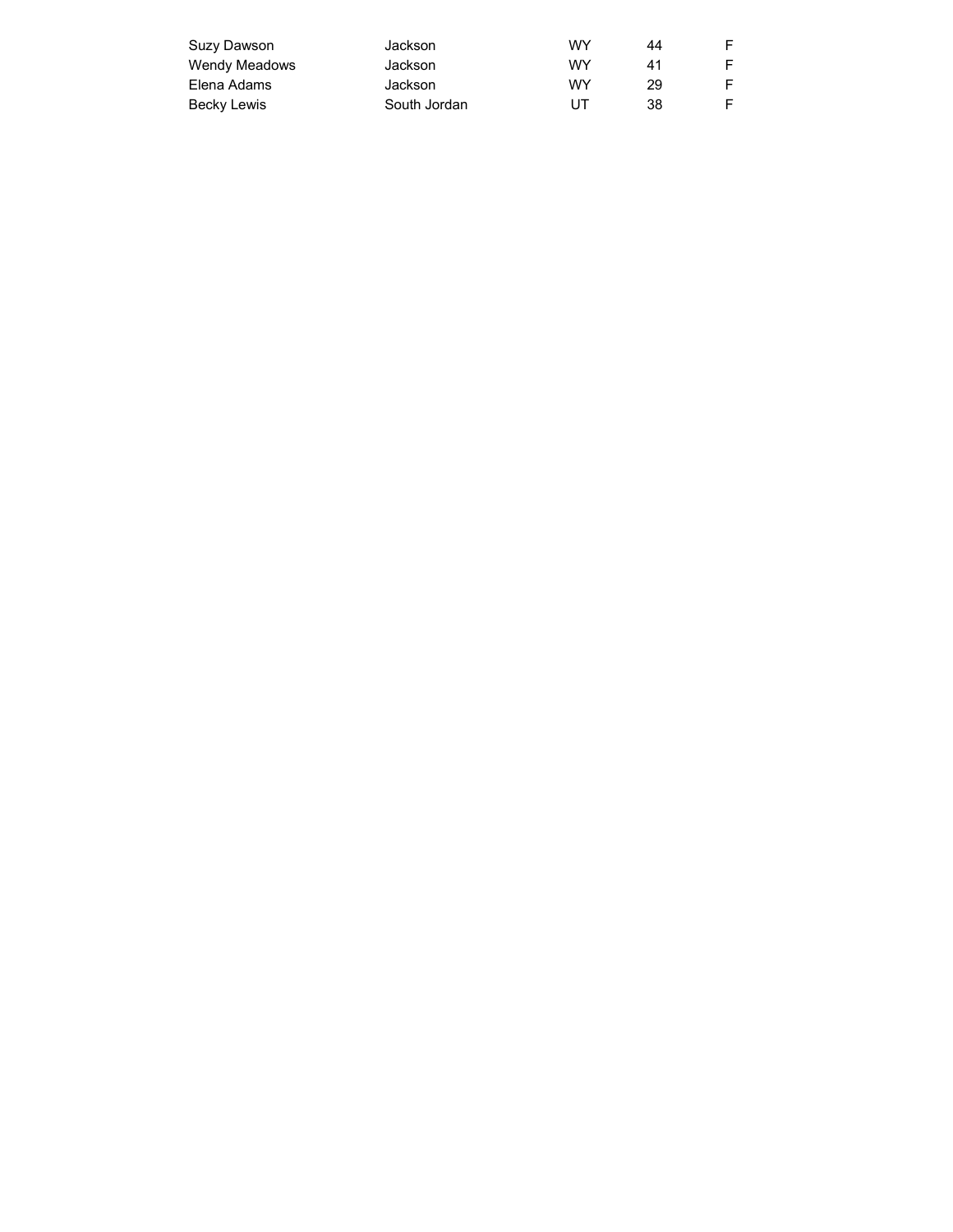| | | | | |
|---|---|---|---|---|
| Suzy Dawson | Jackson | WY | 44 | F |
| Wendy Meadows | Jackson | WY | 41 | F |
| Elena Adams | Jackson | WY | 29 | F |
| Becky Lewis | South Jordan | UT | 38 | F |